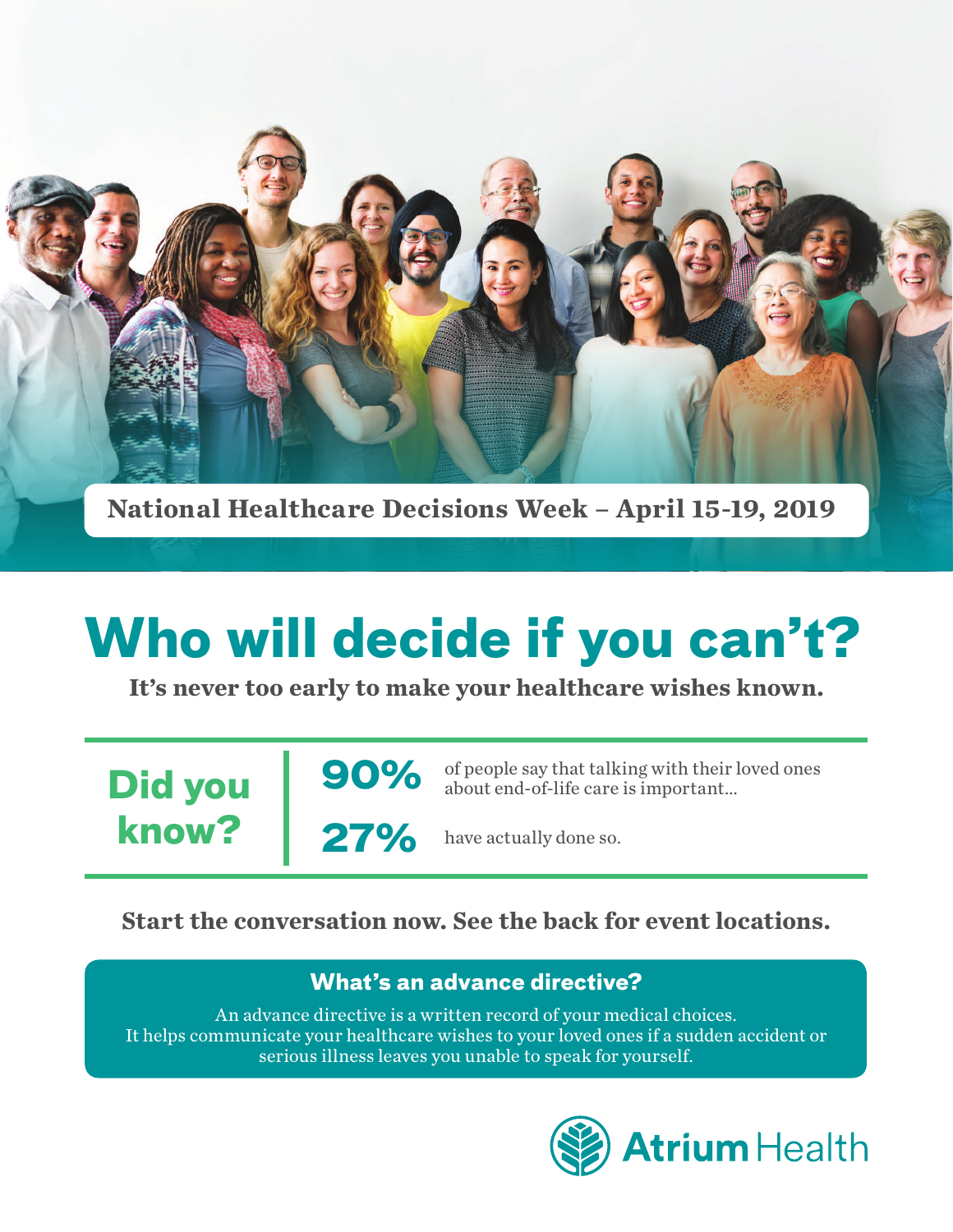**National Healthcare Decisions Week – April 15-19, 2019**

# Who will decide if you can't?

**It's never too early to make your healthcare wishes known.**

## Did you know?

**90%** of people say that talking with their loved ones about end-of-life care is important...

**27%** have actually done so.

**Start the conversation now. See the back for event locations.**

### What's an advance directive?

An advance directive is a written record of your medical choices. It helps communicate your healthcare wishes to your loved ones if a sudden accident or serious illness leaves you unable to speak for yourself.

Atrium Health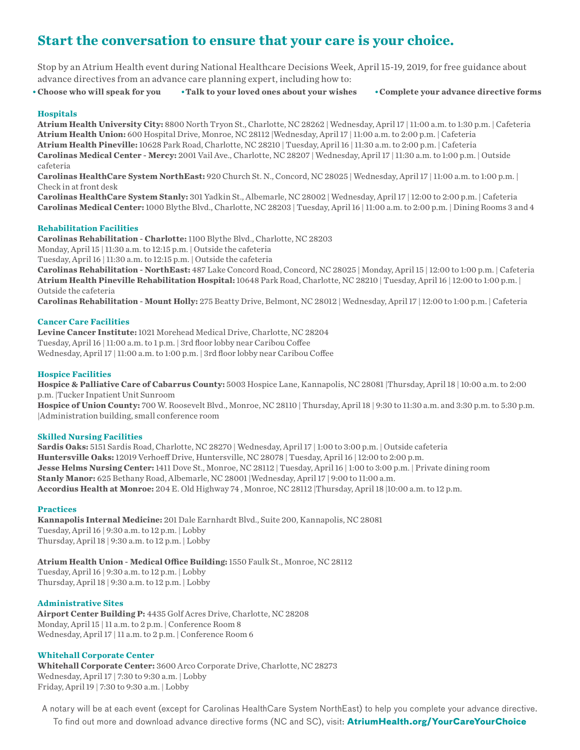# Start the conversation to ensure that your care is your choice.

Stop by an Atrium Health event during National Healthcare Decisions Week, April 15-19, 2019, for free guidance about advance directives from an advance care planning expert, including how to:

- **Choose who will speak for you**
- **Talk to your loved ones about your wishes**
- **Complete your advance directive forms**

### Hospitals

**Atrium Health University City:** 8800 North Tryon St., Charlotte, NC 28262 | Wednesday, April 17 | 11:00 a.m. to 1:30 p.m. | Cafeteria
**Atrium Health Union:** 600 Hospital Drive, Monroe, NC 28112 |Wednesday, April 17 | 11:00 a.m. to 2:00 p.m. | Cafeteria
**Atrium Health Pineville:** 10628 Park Road, Charlotte, NC 28210 | Tuesday, April 16 | 11:30 a.m. to 2:00 p.m. | Cafeteria
**Carolinas Medical Center - Mercy:** 2001 Vail Ave., Charlotte, NC 28207 | Wednesday, April 17 | 11:30 a.m. to 1:00 p.m. | Outside cafeteria
**Carolinas HealthCare System NorthEast:** 920 Church St. N., Concord, NC 28025 | Wednesday, April 17 | 11:00 a.m. to 1:00 p.m. | Check in at front desk
**Carolinas HealthCare System Stanly:** 301 Yadkin St., Albemarle, NC 28002 | Wednesday, April 17 | 12:00 to 2:00 p.m. | Cafeteria
**Carolinas Medical Center:** 1000 Blythe Blvd., Charlotte, NC 28203 | Tuesday, April 16 | 11:00 a.m. to 2:00 p.m. | Dining Rooms 3 and 4

### Rehabilitation Facilities

**Carolinas Rehabilitation - Charlotte:** 1100 Blythe Blvd., Charlotte, NC 28203
Monday, April 15 | 11:30 a.m. to 12:15 p.m. | Outside the cafeteria
Tuesday, April 16 | 11:30 a.m. to 12:15 p.m. | Outside the cafeteria
**Carolinas Rehabilitation - NorthEast:** 487 Lake Concord Road, Concord, NC 28025 | Monday, April 15 | 12:00 to 1:00 p.m. | Cafeteria
**Atrium Health Pineville Rehabilitation Hospital:** 10648 Park Road, Charlotte, NC 28210 | Tuesday, April 16 | 12:00 to 1:00 p.m. | Outside the cafeteria
**Carolinas Rehabilitation - Mount Holly:** 275 Beatty Drive, Belmont, NC 28012 | Wednesday, April 17 | 12:00 to 1:00 p.m. | Cafeteria

### Cancer Care Facilities

**Levine Cancer Institute:** 1021 Morehead Medical Drive, Charlotte, NC 28204
Tuesday, April 16 | 11:00 a.m. to 1 p.m. | 3rd floor lobby near Caribou Coffee
Wednesday, April 17 | 11:00 a.m. to 1:00 p.m. | 3rd floor lobby near Caribou Coffee

### Hospice Facilities

**Hospice & Palliative Care of Cabarrus County:** 5003 Hospice Lane, Kannapolis, NC 28081 |Thursday, April 18 | 10:00 a.m. to 2:00 p.m. |Tucker Inpatient Unit Sunroom
**Hospice of Union County:** 700 W. Roosevelt Blvd., Monroe, NC 28110 | Thursday, April 18 | 9:30 to 11:30 a.m. and 3:30 p.m. to 5:30 p.m. |Administration building, small conference room

### Skilled Nursing Facilities

**Sardis Oaks:** 5151 Sardis Road, Charlotte, NC 28270 | Wednesday, April 17 | 1:00 to 3:00 p.m. | Outside cafeteria
**Huntersville Oaks:** 12019 Verhoeff Drive, Huntersville, NC 28078 | Tuesday, April 16 | 12:00 to 2:00 p.m.
**Jesse Helms Nursing Center:** 1411 Dove St., Monroe, NC 28112 | Tuesday, April 16 | 1:00 to 3:00 p.m. | Private dining room
**Stanly Manor:** 625 Bethany Road, Albemarle, NC 28001 |Wednesday, April 17 | 9:00 to 11:00 a.m.
**Accordius Health at Monroe:** 204 E. Old Highway 74 , Monroe, NC 28112 |Thursday, April 18 |10:00 a.m. to 12 p.m.

### Practices

**Kannapolis Internal Medicine:** 201 Dale Earnhardt Blvd., Suite 200, Kannapolis, NC 28081
Tuesday, April 16 | 9:30 a.m. to 12 p.m. | Lobby
Thursday, April 18 | 9:30 a.m. to 12 p.m. | Lobby

**Atrium Health Union - Medical Office Building:** 1550 Faulk St., Monroe, NC 28112
Tuesday, April 16 | 9:30 a.m. to 12 p.m. | Lobby
Thursday, April 18 | 9:30 a.m. to 12 p.m. | Lobby

### Administrative Sites

**Airport Center Building P:** 4435 Golf Acres Drive, Charlotte, NC 28208
Monday, April 15 | 11 a.m. to 2 p.m. | Conference Room 8
Wednesday, April 17 | 11 a.m. to 2 p.m. | Conference Room 6

### Whitehall Corporate Center

**Whitehall Corporate Center:** 3600 Arco Corporate Drive, Charlotte, NC 28273
Wednesday, April 17 | 7:30 to 9:30 a.m. | Lobby
Friday, April 19 | 7:30 to 9:30 a.m. | Lobby

A notary will be at each event (except for Carolinas HealthCare System NorthEast) to help you complete your advance directive.
To find out more and download advance directive forms (NC and SC), visit: **AtriumHealth.org/YourCareYourChoice**